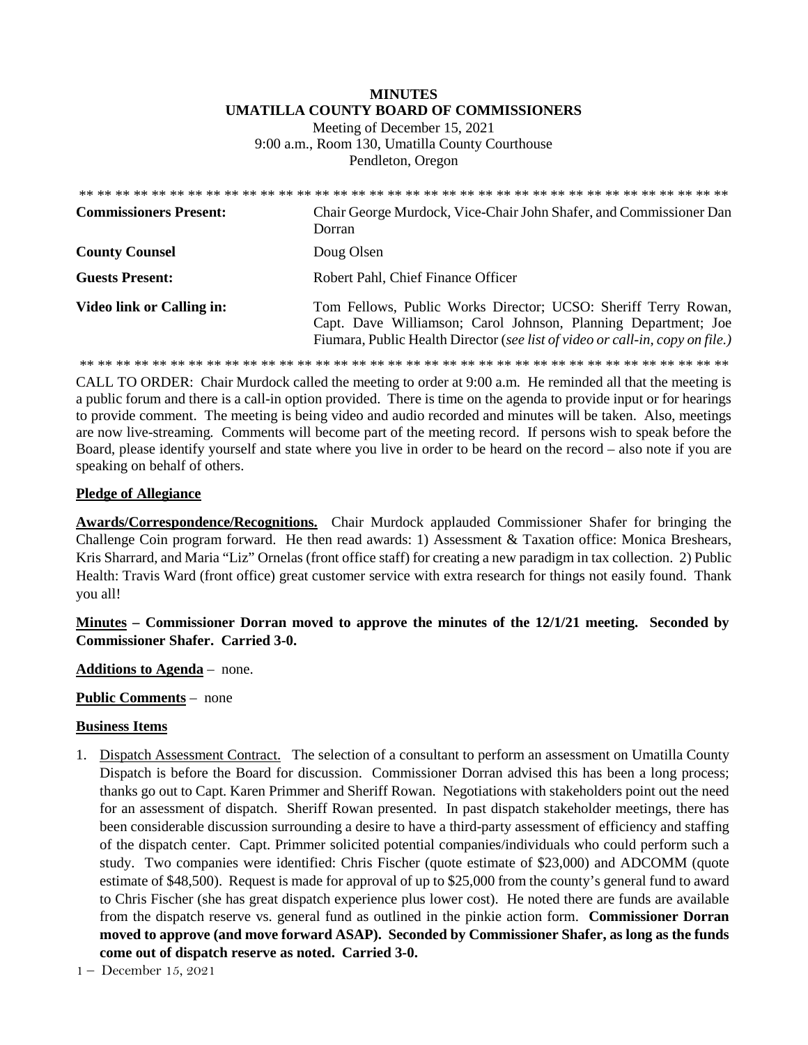**MINUTES**
**UMATILLA COUNTY BOARD OF COMMISSIONERS**

Meeting of December 15, 2021
9:00 a.m., Room 130, Umatilla County Courthouse
Pendleton, Oregon

** ** ** ** ** ** ** ** ** ** ** ** ** ** ** ** ** ** ** ** ** ** ** ** ** ** ** ** ** ** ** ** ** ** ** ** ** **

| | |
|---|---|
| **Commissioners Present:** | Chair George Murdock, Vice-Chair John Shafer, and Commissioner Dan Dorran |
| **County Counsel** | Doug Olsen |
| **Guests Present:** | Robert Pahl, Chief Finance Officer |
| **Video link or Calling in:** | Tom Fellows, Public Works Director; UCSO: Sheriff Terry Rowan, Capt. Dave Williamson; Carol Johnson, Planning Department; Joe Fiumara, Public Health Director (*see list of video or call-in, copy on file.)* |

** ** ** ** ** ** ** ** ** ** ** ** ** ** ** ** ** ** ** ** ** ** ** ** ** ** ** ** ** ** ** ** ** ** ** ** ** **

CALL TO ORDER: Chair Murdock called the meeting to order at 9:00 a.m. He reminded all that the meeting is a public forum and there is a call-in option provided. There is time on the agenda to provide input or for hearings to provide comment. The meeting is being video and audio recorded and minutes will be taken. Also, meetings are now live-streaming. Comments will become part of the meeting record. If persons wish to speak before the Board, please identify yourself and state where you live in order to be heard on the record – also note if you are speaking on behalf of others.

**Pledge of Allegiance**

**Awards/Correspondence/Recognitions.** Chair Murdock applauded Commissioner Shafer for bringing the Challenge Coin program forward. He then read awards: 1) Assessment & Taxation office: Monica Breshears, Kris Sharrard, and Maria "Liz" Ornelas (front office staff) for creating a new paradigm in tax collection. 2) Public Health: Travis Ward (front office) great customer service with extra research for things not easily found. Thank you all!

**Minutes – Commissioner Dorran moved to approve the minutes of the 12/1/21 meeting. Seconded by Commissioner Shafer. Carried 3-0.**

**Additions to Agenda** – none.

**Public Comments** – none

**Business Items**

1. Dispatch Assessment Contract. The selection of a consultant to perform an assessment on Umatilla County Dispatch is before the Board for discussion. Commissioner Dorran advised this has been a long process; thanks go out to Capt. Karen Primmer and Sheriff Rowan. Negotiations with stakeholders point out the need for an assessment of dispatch. Sheriff Rowan presented. In past dispatch stakeholder meetings, there has been considerable discussion surrounding a desire to have a third-party assessment of efficiency and staffing of the dispatch center. Capt. Primmer solicited potential companies/individuals who could perform such a study. Two companies were identified: Chris Fischer (quote estimate of $23,000) and ADCOMM (quote estimate of $48,500). Request is made for approval of up to $25,000 from the county's general fund to award to Chris Fischer (she has great dispatch experience plus lower cost). He noted there are funds are available from the dispatch reserve vs. general fund as outlined in the pinkie action form. **Commissioner Dorran moved to approve (and move forward ASAP). Seconded by Commissioner Shafer, as long as the funds come out of dispatch reserve as noted. Carried 3-0.**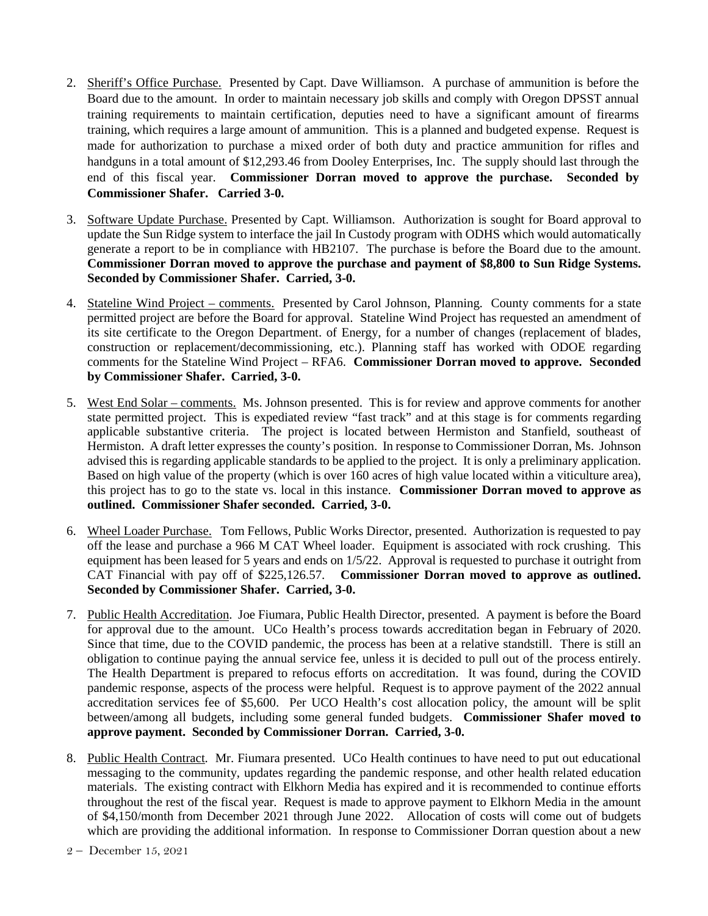2. Sheriff's Office Purchase. Presented by Capt. Dave Williamson. A purchase of ammunition is before the Board due to the amount. In order to maintain necessary job skills and comply with Oregon DPSST annual training requirements to maintain certification, deputies need to have a significant amount of firearms training, which requires a large amount of ammunition. This is a planned and budgeted expense. Request is made for authorization to purchase a mixed order of both duty and practice ammunition for rifles and handguns in a total amount of $12,293.46 from Dooley Enterprises, Inc. The supply should last through the end of this fiscal year. **Commissioner Dorran moved to approve the purchase. Seconded by Commissioner Shafer. Carried 3-0.**

3. Software Update Purchase. Presented by Capt. Williamson. Authorization is sought for Board approval to update the Sun Ridge system to interface the jail In Custody program with ODHS which would automatically generate a report to be in compliance with HB2107. The purchase is before the Board due to the amount. **Commissioner Dorran moved to approve the purchase and payment of $8,800 to Sun Ridge Systems. Seconded by Commissioner Shafer. Carried, 3-0.**

4. Stateline Wind Project – comments. Presented by Carol Johnson, Planning. County comments for a state permitted project are before the Board for approval. Stateline Wind Project has requested an amendment of its site certificate to the Oregon Department. of Energy, for a number of changes (replacement of blades, construction or replacement/decommissioning, etc.). Planning staff has worked with ODOE regarding comments for the Stateline Wind Project – RFA6. **Commissioner Dorran moved to approve. Seconded by Commissioner Shafer. Carried, 3-0.**

5. West End Solar – comments. Ms. Johnson presented. This is for review and approve comments for another state permitted project. This is expediated review "fast track" and at this stage is for comments regarding applicable substantive criteria. The project is located between Hermiston and Stanfield, southeast of Hermiston. A draft letter expresses the county's position. In response to Commissioner Dorran, Ms. Johnson advised this is regarding applicable standards to be applied to the project. It is only a preliminary application. Based on high value of the property (which is over 160 acres of high value located within a viticulture area), this project has to go to the state vs. local in this instance. **Commissioner Dorran moved to approve as outlined. Commissioner Shafer seconded. Carried, 3-0.**

6. Wheel Loader Purchase. Tom Fellows, Public Works Director, presented. Authorization is requested to pay off the lease and purchase a 966 M CAT Wheel loader. Equipment is associated with rock crushing. This equipment has been leased for 5 years and ends on 1/5/22. Approval is requested to purchase it outright from CAT Financial with pay off of $225,126.57. **Commissioner Dorran moved to approve as outlined. Seconded by Commissioner Shafer. Carried, 3-0.**

7. Public Health Accreditation. Joe Fiumara, Public Health Director, presented. A payment is before the Board for approval due to the amount. UCo Health's process towards accreditation began in February of 2020. Since that time, due to the COVID pandemic, the process has been at a relative standstill. There is still an obligation to continue paying the annual service fee, unless it is decided to pull out of the process entirely. The Health Department is prepared to refocus efforts on accreditation. It was found, during the COVID pandemic response, aspects of the process were helpful. Request is to approve payment of the 2022 annual accreditation services fee of $5,600. Per UCO Health's cost allocation policy, the amount will be split between/among all budgets, including some general funded budgets. **Commissioner Shafer moved to approve payment. Seconded by Commissioner Dorran. Carried, 3-0.**

8. Public Health Contract. Mr. Fiumara presented. UCo Health continues to have need to put out educational messaging to the community, updates regarding the pandemic response, and other health related education materials. The existing contract with Elkhorn Media has expired and it is recommended to continue efforts throughout the rest of the fiscal year. Request is made to approve payment to Elkhorn Media in the amount of $4,150/month from December 2021 through June 2022. Allocation of costs will come out of budgets which are providing the additional information. In response to Commissioner Dorran question about a new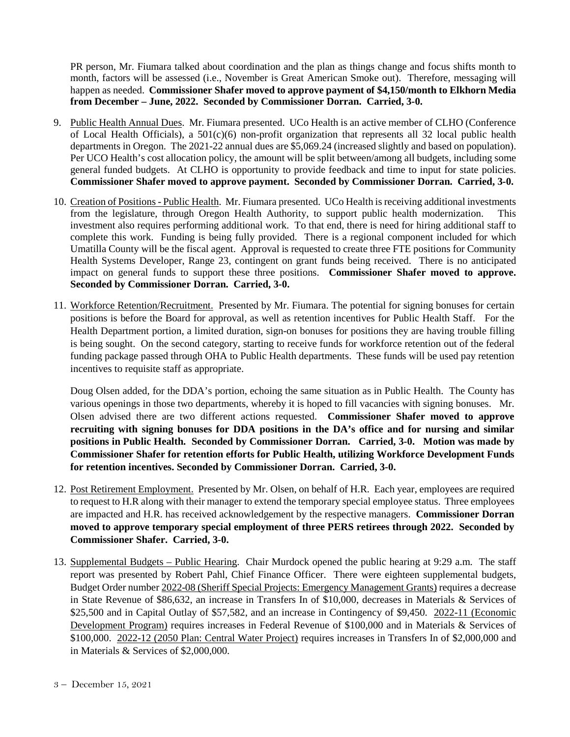PR person, Mr. Fiumara talked about coordination and the plan as things change and focus shifts month to month, factors will be assessed (i.e., November is Great American Smoke out). Therefore, messaging will happen as needed. **Commissioner Shafer moved to approve payment of $4,150/month to Elkhorn Media from December – June, 2022. Seconded by Commissioner Dorran. Carried, 3-0.**

9. Public Health Annual Dues. Mr. Fiumara presented. UCo Health is an active member of CLHO (Conference of Local Health Officials), a 501(c)(6) non-profit organization that represents all 32 local public health departments in Oregon. The 2021-22 annual dues are $5,069.24 (increased slightly and based on population). Per UCO Health's cost allocation policy, the amount will be split between/among all budgets, including some general funded budgets. At CLHO is opportunity to provide feedback and time to input for state policies. **Commissioner Shafer moved to approve payment. Seconded by Commissioner Dorran. Carried, 3-0.**

10. Creation of Positions - Public Health. Mr. Fiumara presented. UCo Health is receiving additional investments from the legislature, through Oregon Health Authority, to support public health modernization. This investment also requires performing additional work. To that end, there is need for hiring additional staff to complete this work. Funding is being fully provided. There is a regional component included for which Umatilla County will be the fiscal agent. Approval is requested to create three FTE positions for Community Health Systems Developer, Range 23, contingent on grant funds being received. There is no anticipated impact on general funds to support these three positions. **Commissioner Shafer moved to approve. Seconded by Commissioner Dorran. Carried, 3-0.**

11. Workforce Retention/Recruitment. Presented by Mr. Fiumara. The potential for signing bonuses for certain positions is before the Board for approval, as well as retention incentives for Public Health Staff. For the Health Department portion, a limited duration, sign-on bonuses for positions they are having trouble filling is being sought. On the second category, starting to receive funds for workforce retention out of the federal funding package passed through OHA to Public Health departments. These funds will be used pay retention incentives to requisite staff as appropriate.

    Doug Olsen added, for the DDA's portion, echoing the same situation as in Public Health. The County has various openings in those two departments, whereby it is hoped to fill vacancies with signing bonuses. Mr. Olsen advised there are two different actions requested. **Commissioner Shafer moved to approve recruiting with signing bonuses for DDA positions in the DA's office and for nursing and similar positions in Public Health. Seconded by Commissioner Dorran. Carried, 3-0. Motion was made by Commissioner Shafer for retention efforts for Public Health, utilizing Workforce Development Funds for retention incentives. Seconded by Commissioner Dorran. Carried, 3-0.**

12. Post Retirement Employment. Presented by Mr. Olsen, on behalf of H.R. Each year, employees are required to request to H.R along with their manager to extend the temporary special employee status. Three employees are impacted and H.R. has received acknowledgement by the respective managers. **Commissioner Dorran moved to approve temporary special employment of three PERS retirees through 2022. Seconded by Commissioner Shafer. Carried, 3-0.**

13. Supplemental Budgets – Public Hearing. Chair Murdock opened the public hearing at 9:29 a.m. The staff report was presented by Robert Pahl, Chief Finance Officer. There were eighteen supplemental budgets, Budget Order number 2022-08 (Sheriff Special Projects: Emergency Management Grants) requires a decrease in State Revenue of $86,632, an increase in Transfers In of $10,000, decreases in Materials & Services of $25,500 and in Capital Outlay of $57,582, and an increase in Contingency of $9,450. 2022-11 (Economic Development Program) requires increases in Federal Revenue of $100,000 and in Materials & Services of $100,000. 2022-12 (2050 Plan: Central Water Project) requires increases in Transfers In of $2,000,000 and in Materials & Services of $2,000,000.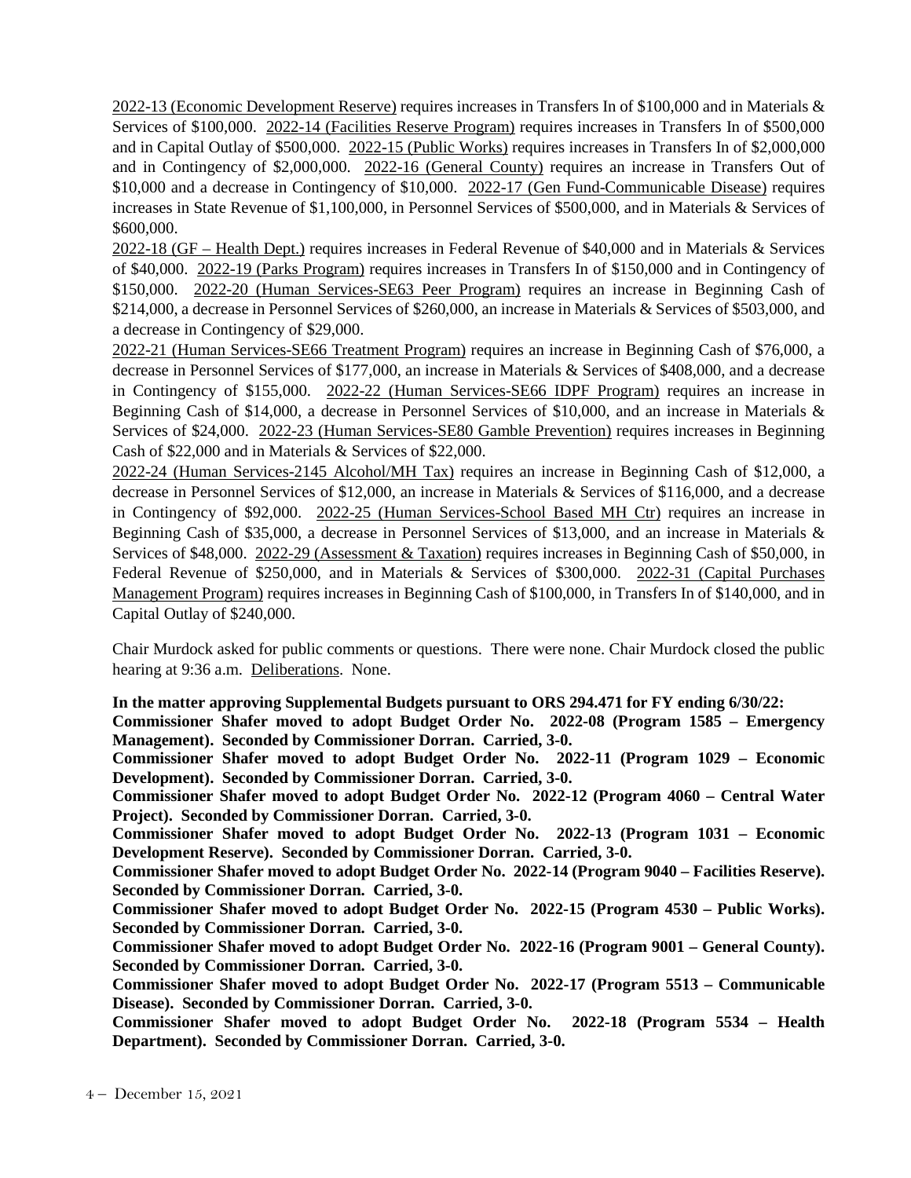2022-13 (Economic Development Reserve) requires increases in Transfers In of $100,000 and in Materials & Services of $100,000. 2022-14 (Facilities Reserve Program) requires increases in Transfers In of $500,000 and in Capital Outlay of $500,000. 2022-15 (Public Works) requires increases in Transfers In of $2,000,000 and in Contingency of $2,000,000. 2022-16 (General County) requires an increase in Transfers Out of $10,000 and a decrease in Contingency of $10,000. 2022-17 (Gen Fund-Communicable Disease) requires increases in State Revenue of $1,100,000, in Personnel Services of $500,000, and in Materials & Services of $600,000.

2022-18 (GF – Health Dept.) requires increases in Federal Revenue of $40,000 and in Materials & Services of $40,000. 2022-19 (Parks Program) requires increases in Transfers In of $150,000 and in Contingency of $150,000. 2022-20 (Human Services-SE63 Peer Program) requires an increase in Beginning Cash of $214,000, a decrease in Personnel Services of $260,000, an increase in Materials & Services of $503,000, and a decrease in Contingency of $29,000.

2022-21 (Human Services-SE66 Treatment Program) requires an increase in Beginning Cash of $76,000, a decrease in Personnel Services of $177,000, an increase in Materials & Services of $408,000, and a decrease in Contingency of $155,000. 2022-22 (Human Services-SE66 IDPF Program) requires an increase in Beginning Cash of $14,000, a decrease in Personnel Services of $10,000, and an increase in Materials & Services of $24,000. 2022-23 (Human Services-SE80 Gamble Prevention) requires increases in Beginning Cash of $22,000 and in Materials & Services of $22,000.

2022-24 (Human Services-2145 Alcohol/MH Tax) requires an increase in Beginning Cash of $12,000, a decrease in Personnel Services of $12,000, an increase in Materials & Services of $116,000, and a decrease in Contingency of $92,000. 2022-25 (Human Services-School Based MH Ctr) requires an increase in Beginning Cash of $35,000, a decrease in Personnel Services of $13,000, and an increase in Materials & Services of $48,000. 2022-29 (Assessment & Taxation) requires increases in Beginning Cash of $50,000, in Federal Revenue of $250,000, and in Materials & Services of $300,000. 2022-31 (Capital Purchases Management Program) requires increases in Beginning Cash of $100,000, in Transfers In of $140,000, and in Capital Outlay of $240,000.

Chair Murdock asked for public comments or questions. There were none. Chair Murdock closed the public hearing at 9:36 a.m. Deliberations. None.

**In the matter approving Supplemental Budgets pursuant to ORS 294.471 for FY ending 6/30/22:**
**Commissioner Shafer moved to adopt Budget Order No. 2022-08 (Program 1585 – Emergency Management). Seconded by Commissioner Dorran. Carried, 3-0.**
**Commissioner Shafer moved to adopt Budget Order No. 2022-11 (Program 1029 – Economic Development). Seconded by Commissioner Dorran. Carried, 3-0.**
**Commissioner Shafer moved to adopt Budget Order No. 2022-12 (Program 4060 – Central Water Project). Seconded by Commissioner Dorran. Carried, 3-0.**
**Commissioner Shafer moved to adopt Budget Order No. 2022-13 (Program 1031 – Economic Development Reserve). Seconded by Commissioner Dorran. Carried, 3-0.**
**Commissioner Shafer moved to adopt Budget Order No. 2022-14 (Program 9040 – Facilities Reserve). Seconded by Commissioner Dorran. Carried, 3-0.**
**Commissioner Shafer moved to adopt Budget Order No. 2022-15 (Program 4530 – Public Works). Seconded by Commissioner Dorran. Carried, 3-0.**
**Commissioner Shafer moved to adopt Budget Order No. 2022-16 (Program 9001 – General County). Seconded by Commissioner Dorran. Carried, 3-0.**
**Commissioner Shafer moved to adopt Budget Order No. 2022-17 (Program 5513 – Communicable Disease). Seconded by Commissioner Dorran. Carried, 3-0.**
**Commissioner Shafer moved to adopt Budget Order No. 2022-18 (Program 5534 – Health Department). Seconded by Commissioner Dorran. Carried, 3-0.**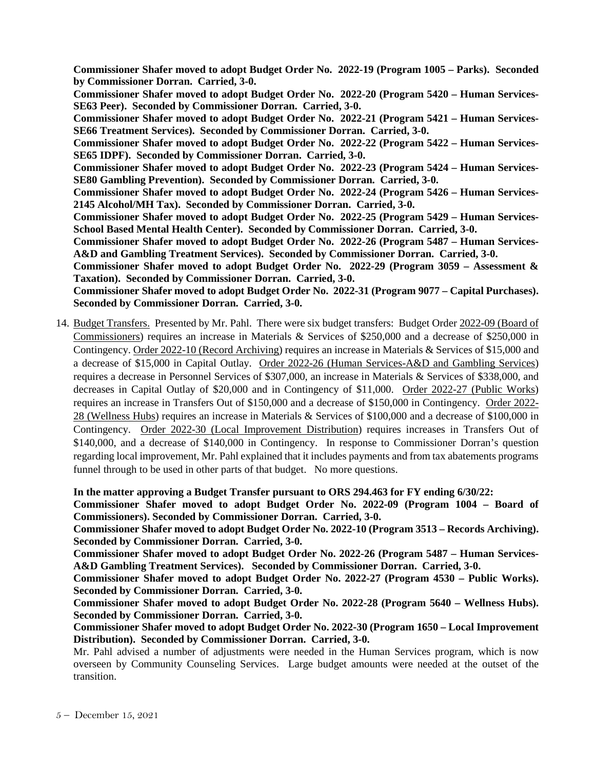**Commissioner Shafer moved to adopt Budget Order No. 2022-19 (Program 1005 – Parks). Seconded by Commissioner Dorran. Carried, 3-0.**

**Commissioner Shafer moved to adopt Budget Order No. 2022-20 (Program 5420 – Human Services-SE63 Peer). Seconded by Commissioner Dorran. Carried, 3-0.**

**Commissioner Shafer moved to adopt Budget Order No. 2022-21 (Program 5421 – Human Services-SE66 Treatment Services). Seconded by Commissioner Dorran. Carried, 3-0.**

**Commissioner Shafer moved to adopt Budget Order No. 2022-22 (Program 5422 – Human Services-SE65 IDPF). Seconded by Commissioner Dorran. Carried, 3-0.**

**Commissioner Shafer moved to adopt Budget Order No. 2022-23 (Program 5424 – Human Services-SE80 Gambling Prevention). Seconded by Commissioner Dorran. Carried, 3-0.**

**Commissioner Shafer moved to adopt Budget Order No. 2022-24 (Program 5426 – Human Services-2145 Alcohol/MH Tax). Seconded by Commissioner Dorran. Carried, 3-0.**

**Commissioner Shafer moved to adopt Budget Order No. 2022-25 (Program 5429 – Human Services-School Based Mental Health Center). Seconded by Commissioner Dorran. Carried, 3-0.**

**Commissioner Shafer moved to adopt Budget Order No. 2022-26 (Program 5487 – Human Services-A&D and Gambling Treatment Services). Seconded by Commissioner Dorran. Carried, 3-0.**

**Commissioner Shafer moved to adopt Budget Order No. 2022-29 (Program 3059 – Assessment & Taxation). Seconded by Commissioner Dorran. Carried, 3-0.**

**Commissioner Shafer moved to adopt Budget Order No. 2022-31 (Program 9077 – Capital Purchases). Seconded by Commissioner Dorran. Carried, 3-0.**

14. Budget Transfers. Presented by Mr. Pahl. There were six budget transfers: Budget Order 2022-09 (Board of Commissioners) requires an increase in Materials & Services of $250,000 and a decrease of $250,000 in Contingency. Order 2022-10 (Record Archiving) requires an increase in Materials & Services of $15,000 and a decrease of $15,000 in Capital Outlay. Order 2022-26 (Human Services-A&D and Gambling Services) requires a decrease in Personnel Services of $307,000, an increase in Materials & Services of $338,000, and decreases in Capital Outlay of $20,000 and in Contingency of $11,000. Order 2022-27 (Public Works) requires an increase in Transfers Out of $150,000 and a decrease of $150,000 in Contingency. Order 2022-28 (Wellness Hubs) requires an increase in Materials & Services of $100,000 and a decrease of $100,000 in Contingency. Order 2022-30 (Local Improvement Distribution) requires increases in Transfers Out of $140,000, and a decrease of $140,000 in Contingency. In response to Commissioner Dorran's question regarding local improvement, Mr. Pahl explained that it includes payments and from tax abatements programs funnel through to be used in other parts of that budget. No more questions.

**In the matter approving a Budget Transfer pursuant to ORS 294.463 for FY ending 6/30/22:**

**Commissioner Shafer moved to adopt Budget Order No. 2022-09 (Program 1004 – Board of Commissioners). Seconded by Commissioner Dorran. Carried, 3-0.**

**Commissioner Shafer moved to adopt Budget Order No. 2022-10 (Program 3513 – Records Archiving). Seconded by Commissioner Dorran. Carried, 3-0.**

**Commissioner Shafer moved to adopt Budget Order No. 2022-26 (Program 5487 – Human Services-A&D Gambling Treatment Services). Seconded by Commissioner Dorran. Carried, 3-0.**

**Commissioner Shafer moved to adopt Budget Order No. 2022-27 (Program 4530 – Public Works). Seconded by Commissioner Dorran. Carried, 3-0.**

**Commissioner Shafer moved to adopt Budget Order No. 2022-28 (Program 5640 – Wellness Hubs). Seconded by Commissioner Dorran. Carried, 3-0.**

**Commissioner Shafer moved to adopt Budget Order No. 2022-30 (Program 1650 – Local Improvement Distribution). Seconded by Commissioner Dorran. Carried, 3-0.**

Mr. Pahl advised a number of adjustments were needed in the Human Services program, which is now overseen by Community Counseling Services. Large budget amounts were needed at the outset of the transition.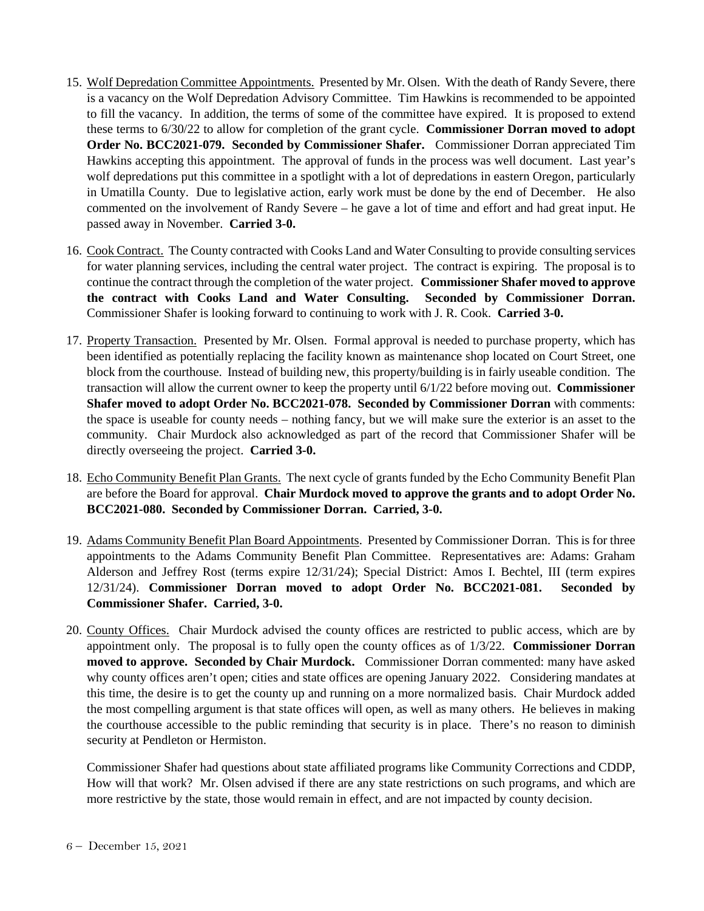15. <u>Wolf Depredation Committee Appointments.</u> Presented by Mr. Olsen. With the death of Randy Severe, there is a vacancy on the Wolf Depredation Advisory Committee. Tim Hawkins is recommended to be appointed to fill the vacancy. In addition, the terms of some of the committee have expired. It is proposed to extend these terms to 6/30/22 to allow for completion of the grant cycle. **Commissioner Dorran moved to adopt Order No. BCC2021-079. Seconded by Commissioner Shafer.** Commissioner Dorran appreciated Tim Hawkins accepting this appointment. The approval of funds in the process was well document. Last year's wolf depredations put this committee in a spotlight with a lot of depredations in eastern Oregon, particularly in Umatilla County. Due to legislative action, early work must be done by the end of December. He also commented on the involvement of Randy Severe – he gave a lot of time and effort and had great input. He passed away in November. **Carried 3-0.**

16. <u>Cook Contract.</u> The County contracted with Cooks Land and Water Consulting to provide consulting services for water planning services, including the central water project. The contract is expiring. The proposal is to continue the contract through the completion of the water project. **Commissioner Shafer moved to approve the contract with Cooks Land and Water Consulting. Seconded by Commissioner Dorran.** Commissioner Shafer is looking forward to continuing to work with J. R. Cook. **Carried 3-0.**

17. <u>Property Transaction.</u> Presented by Mr. Olsen. Formal approval is needed to purchase property, which has been identified as potentially replacing the facility known as maintenance shop located on Court Street, one block from the courthouse. Instead of building new, this property/building is in fairly useable condition. The transaction will allow the current owner to keep the property until 6/1/22 before moving out. **Commissioner Shafer moved to adopt Order No. BCC2021-078. Seconded by Commissioner Dorran** with comments: the space is useable for county needs – nothing fancy, but we will make sure the exterior is an asset to the community. Chair Murdock also acknowledged as part of the record that Commissioner Shafer will be directly overseeing the project. **Carried 3-0.**

18. <u>Echo Community Benefit Plan Grants.</u> The next cycle of grants funded by the Echo Community Benefit Plan are before the Board for approval. **Chair Murdock moved to approve the grants and to adopt Order No. BCC2021-080. Seconded by Commissioner Dorran. Carried, 3-0.**

19. <u>Adams Community Benefit Plan Board Appointments</u>. Presented by Commissioner Dorran. This is for three appointments to the Adams Community Benefit Plan Committee. Representatives are: Adams: Graham Alderson and Jeffrey Rost (terms expire 12/31/24); Special District: Amos I. Bechtel, III (term expires 12/31/24). **Commissioner Dorran moved to adopt Order No. BCC2021-081. Seconded by Commissioner Shafer. Carried, 3-0.**

20. <u>County Offices.</u> Chair Murdock advised the county offices are restricted to public access, which are by appointment only. The proposal is to fully open the county offices as of 1/3/22. **Commissioner Dorran moved to approve. Seconded by Chair Murdock.** Commissioner Dorran commented: many have asked why county offices aren't open; cities and state offices are opening January 2022. Considering mandates at this time, the desire is to get the county up and running on a more normalized basis. Chair Murdock added the most compelling argument is that state offices will open, as well as many others. He believes in making the courthouse accessible to the public reminding that security is in place. There's no reason to diminish security at Pendleton or Hermiston.

    Commissioner Shafer had questions about state affiliated programs like Community Corrections and CDDP, How will that work? Mr. Olsen advised if there are any state restrictions on such programs, and which are more restrictive by the state, those would remain in effect, and are not impacted by county decision.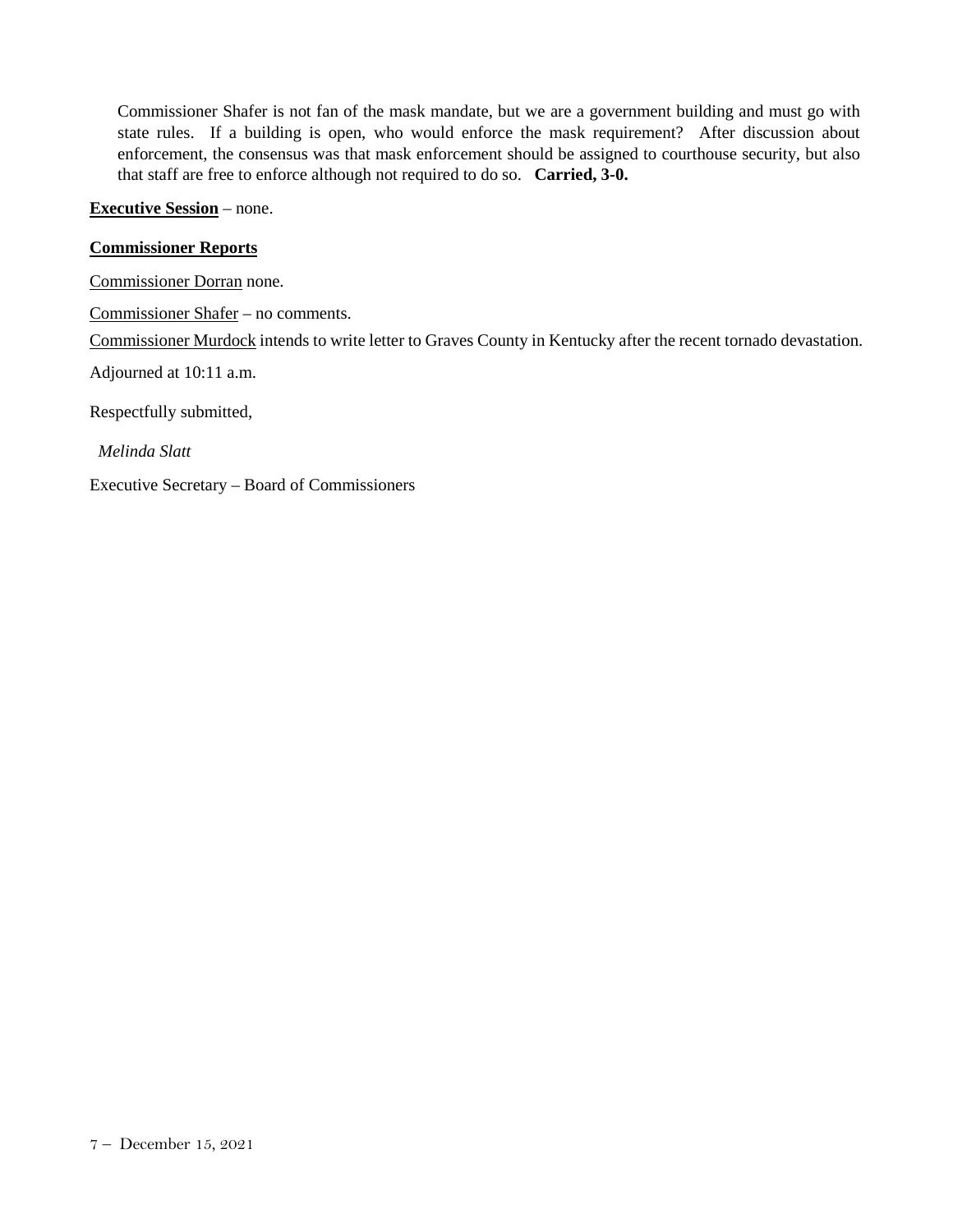Commissioner Shafer is not fan of the mask mandate, but we are a government building and must go with state rules. If a building is open, who would enforce the mask requirement? After discussion about enforcement, the consensus was that mask enforcement should be assigned to courthouse security, but also that staff are free to enforce although not required to do so. **Carried, 3-0.**

**Executive Session** – none.

**Commissioner Reports**

Commissioner Dorran none.

Commissioner Shafer – no comments.

Commissioner Murdock intends to write letter to Graves County in Kentucky after the recent tornado devastation.

Adjourned at 10:11 a.m.

Respectfully submitted,

*Melinda Slatt*

Executive Secretary – Board of Commissioners